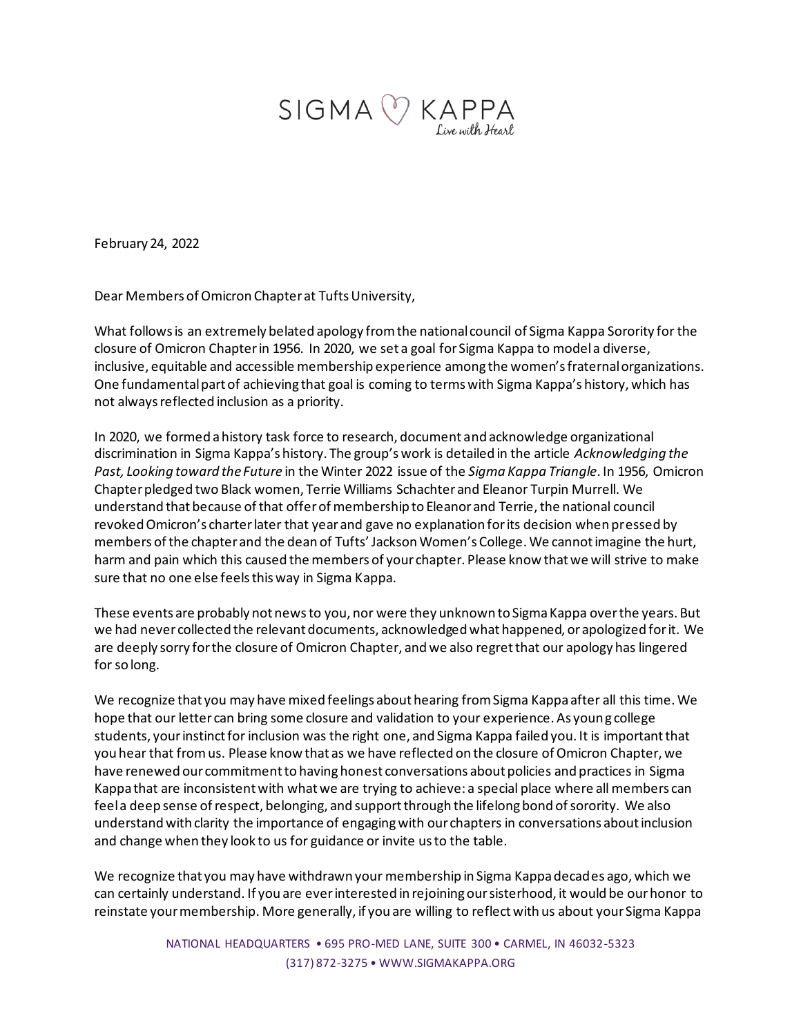SIGMA KAPPA
*Live with Heart*

February 24, 2022

Dear Members of Omicron Chapter at Tufts University,

What follows is an extremely belated apology from the national council of Sigma Kappa Sorority for the closure of Omicron Chapter in 1956. In 2020, we set a goal for Sigma Kappa to model a diverse, inclusive, equitable and accessible membership experience among the women's fraternal organizations. One fundamental part of achieving that goal is coming to terms with Sigma Kappa's history, which has not always reflected inclusion as a priority.

In 2020, we formed a history task force to research, document and acknowledge organizational discrimination in Sigma Kappa's history. The group's work is detailed in the article *Acknowledging the Past, Looking toward the Future* in the Winter 2022 issue of the *Sigma Kappa Triangle*. In 1956, Omicron Chapter pledged two Black women, Terrie Williams Schachter and Eleanor Turpin Murrell. We understand that because of that offer of membership to Eleanor and Terrie, the national council revoked Omicron's charter later that year and gave no explanation for its decision when pressed by members of the chapter and the dean of Tufts' Jackson Women's College. We cannot imagine the hurt, harm and pain which this caused the members of your chapter. Please know that we will strive to make sure that no one else feels this way in Sigma Kappa.

These events are probably not news to you, nor were they unknown to Sigma Kappa over the years. But we had never collected the relevant documents, acknowledged what happened, or apologized for it. We are deeply sorry for the closure of Omicron Chapter, and we also regret that our apology has lingered for so long.

We recognize that you may have mixed feelings about hearing from Sigma Kappa after all this time. We hope that our letter can bring some closure and validation to your experience. As young college students, your instinct for inclusion was the right one, and Sigma Kappa failed you. It is important that you hear that from us. Please know that as we have reflected on the closure of Omicron Chapter, we have renewed our commitment to having honest conversations about policies and practices in Sigma Kappa that are inconsistent with what we are trying to achieve: a special place where all members can feel a deep sense of respect, belonging, and support through the lifelong bond of sorority. We also understand with clarity the importance of engaging with our chapters in conversations about inclusion and change when they look to us for guidance or invite us to the table.

We recognize that you may have withdrawn your membership in Sigma Kappa decades ago, which we can certainly understand. If you are ever interested in rejoining our sisterhood, it would be our honor to reinstate your membership. More generally, if you are willing to reflect with us about your Sigma Kappa

NATIONAL HEADQUARTERS • 695 PRO-MED LANE, SUITE 300 • CARMEL, IN 46032-5323
(317) 872-3275 • WWW.SIGMAKAPPA.ORG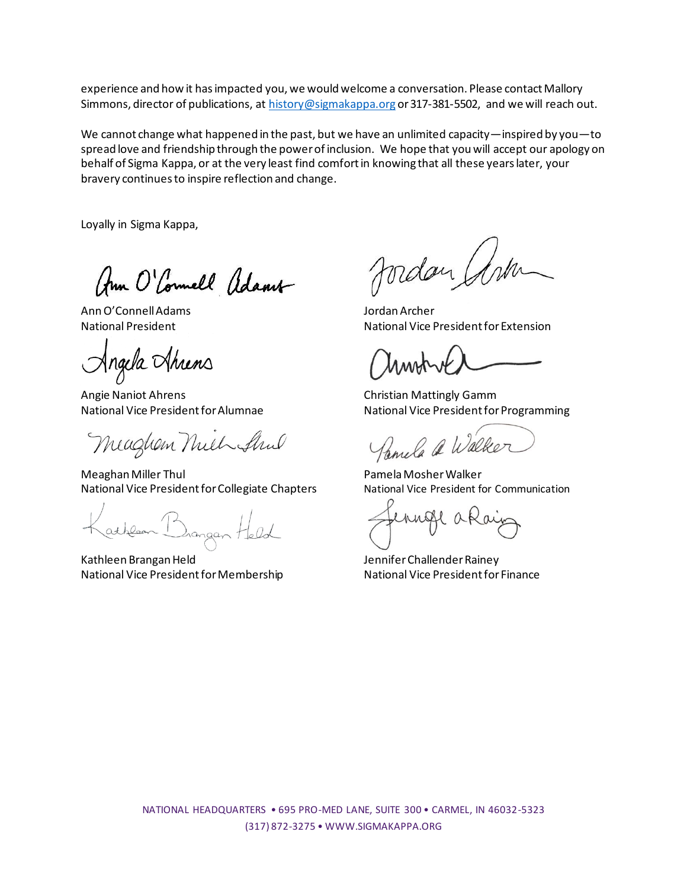experience and how it has impacted you, we would welcome a conversation. Please contact Mallory Simmons, director of publications, at history@sigmakappa.org or 317-381-5502, and we will reach out.

We cannot change what happened in the past, but we have an unlimited capacity—inspired by you—to spread love and friendship through the power of inclusion. We hope that you will accept our apology on behalf of Sigma Kappa, or at the very least find comfort in knowing that all these years later, your bravery continues to inspire reflection and change.

Loyally in Sigma Kappa,

Ann O'Connell Adams
National President

Angie Naniot Ahrens
National Vice President for Alumnae

Meaghan Miller Thul
National Vice President for Collegiate Chapters

Kathleen Brangan Held
National Vice President for Membership

Jordan Archer
National Vice President for Extension

Christian Mattingly Gamm
National Vice President for Programming

Pamela Mosher Walker
National Vice President for Communication

Jennifer Challender Rainey
National Vice President for Finance

NATIONAL HEADQUARTERS • 695 PRO-MED LANE, SUITE 300 • CARMEL, IN 46032-5323
(317) 872-3275 • WWW.SIGMAKAPPA.ORG